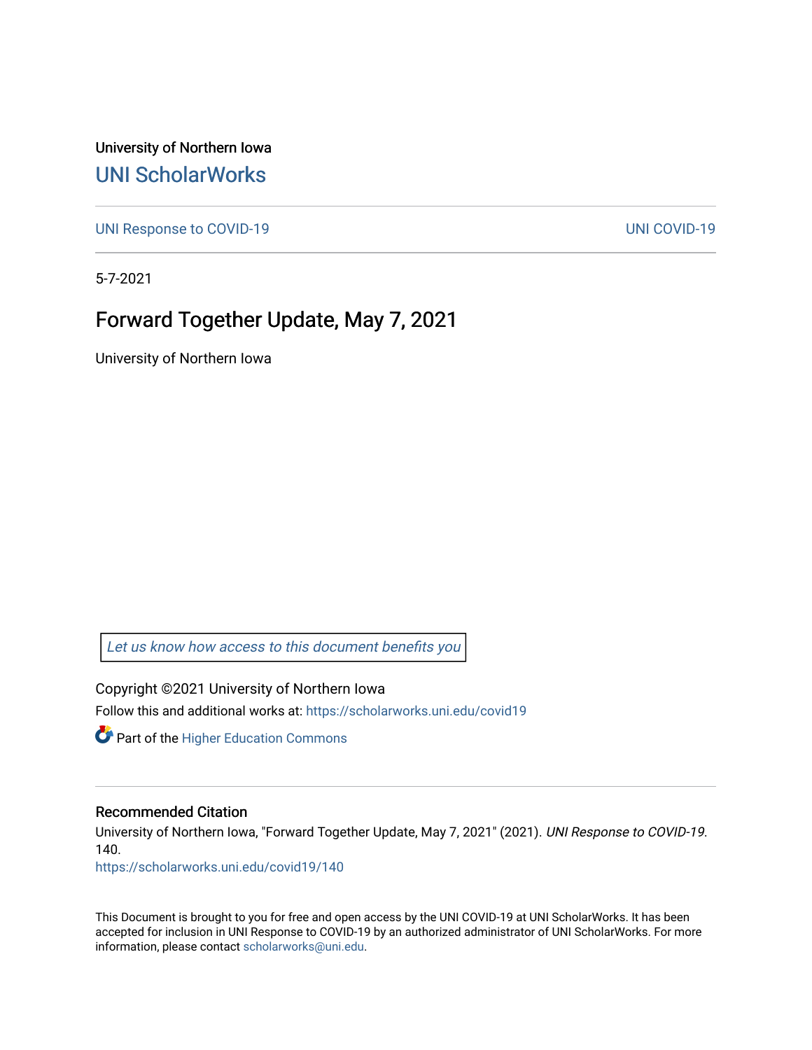University of Northern Iowa

## UNI ScholarWorks

UNI Response to COVID-19 UNI COVID-19

5-7-2021

# Forward Together Update, May 7, 2021

University of Northern Iowa

*Let us know how access to this document benefits you*

Copyright ©2021 University of Northern Iowa

Follow this and additional works at: https://scholarworks.uni.edu/covid19

Part of the Higher Education Commons

### Recommended Citation

University of Northern Iowa, "Forward Together Update, May 7, 2021" (2021). *UNI Response to COVID-19*. 140.

https://scholarworks.uni.edu/covid19/140

This Document is brought to you for free and open access by the UNI COVID-19 at UNI ScholarWorks. It has been accepted for inclusion in UNI Response to COVID-19 by an authorized administrator of UNI ScholarWorks. For more information, please contact scholarworks@uni.edu.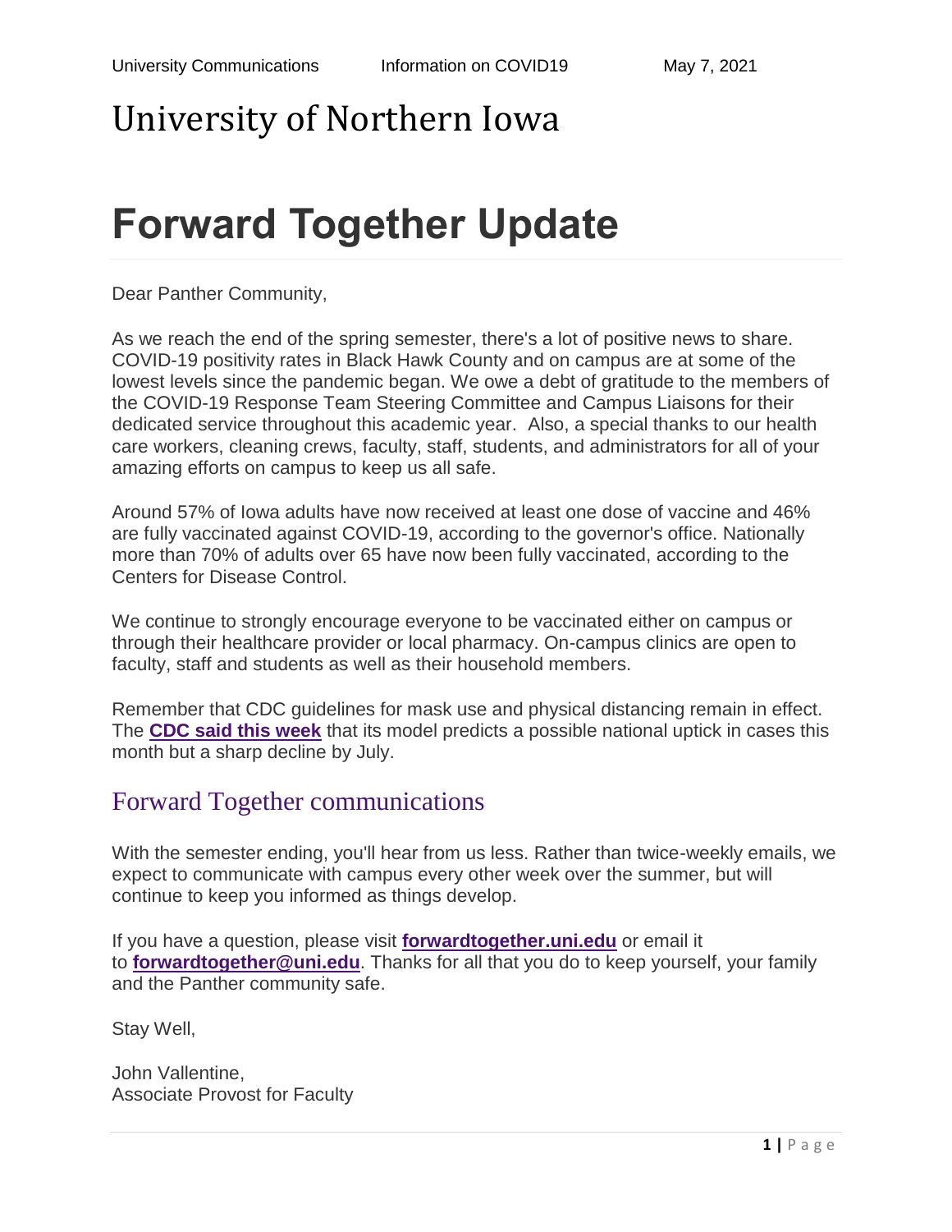# University of Northern Iowa

# Forward Together Update

Dear Panther Community,

As we reach the end of the spring semester, there's a lot of positive news to share. COVID-19 positivity rates in Black Hawk County and on campus are at some of the lowest levels since the pandemic began. We owe a debt of gratitude to the members of the COVID-19 Response Team Steering Committee and Campus Liaisons for their dedicated service throughout this academic year. Also, a special thanks to our health care workers, cleaning crews, faculty, staff, students, and administrators for all of your amazing efforts on campus to keep us all safe.

Around 57% of Iowa adults have now received at least one dose of vaccine and 46% are fully vaccinated against COVID-19, according to the governor's office. Nationally more than 70% of adults over 65 have now been fully vaccinated, according to the Centers for Disease Control.

We continue to strongly encourage everyone to be vaccinated either on campus or through their healthcare provider or local pharmacy. On-campus clinics are open to faculty, staff and students as well as their household members.

Remember that CDC guidelines for mask use and physical distancing remain in effect. The **CDC said this week** that its model predicts a possible national uptick in cases this month but a sharp decline by July.

## Forward Together communications

With the semester ending, you'll hear from us less. Rather than twice-weekly emails, we expect to communicate with campus every other week over the summer, but will continue to keep you informed as things develop.

If you have a question, please visit **forwardtogether.uni.edu** or email it to **forwardtogether@uni.edu**. Thanks for all that you do to keep yourself, your family and the Panther community safe.

Stay Well,

John Vallentine,
Associate Provost for Faculty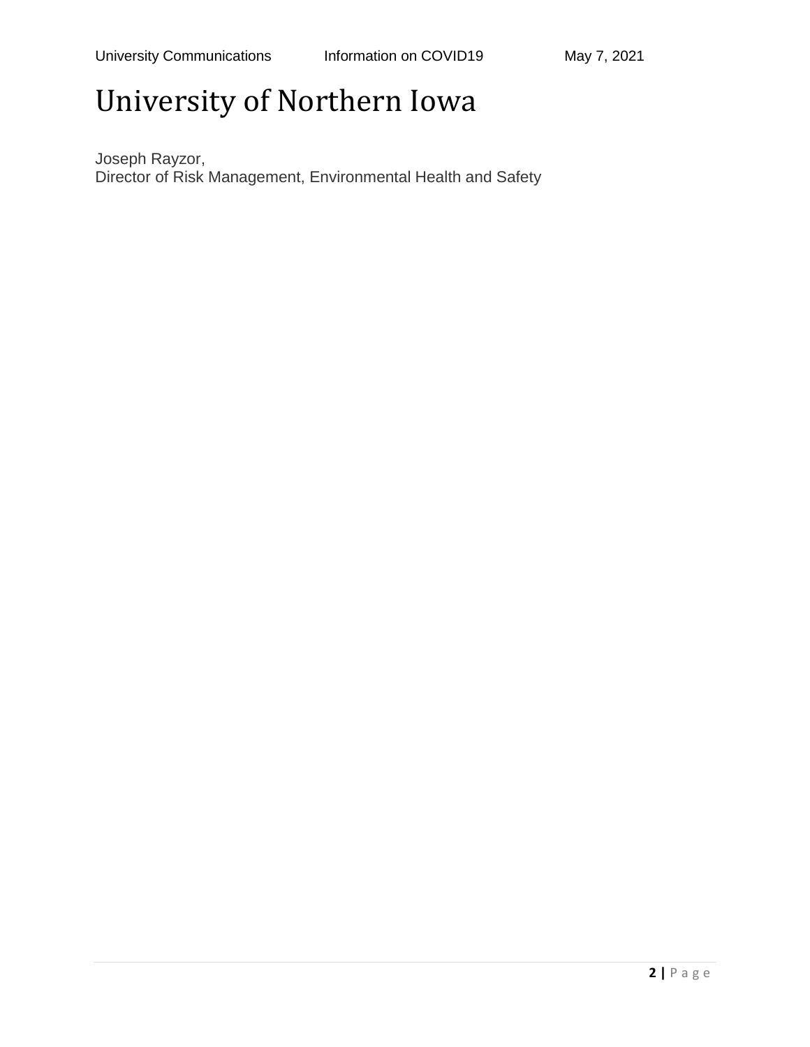# University of Northern Iowa

Joseph Rayzor,
Director of Risk Management, Environmental Health and Safety